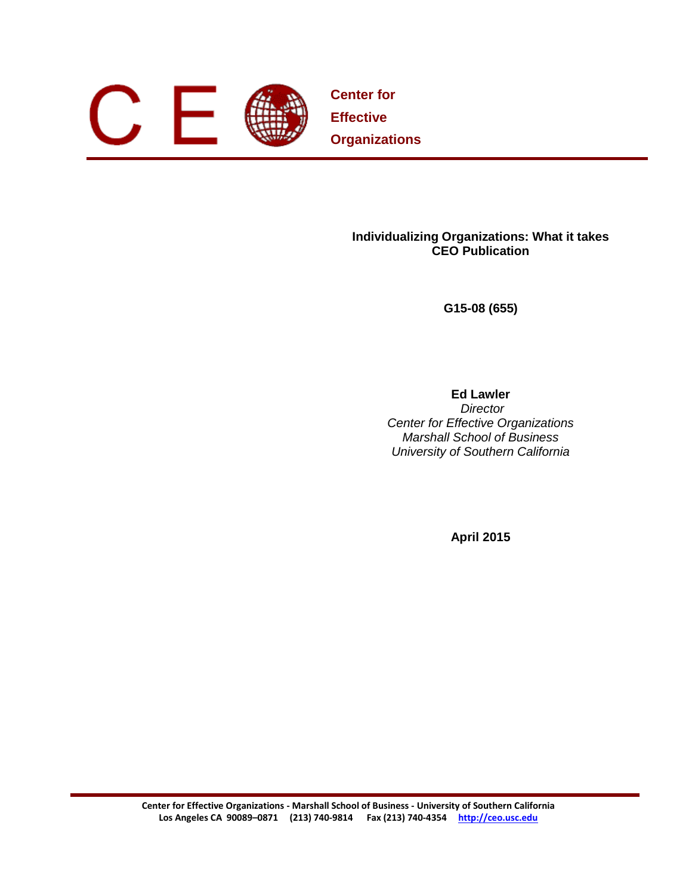**Center for Effective Organizations**

# Individualizing Organizations: What it takes
## CEO Publication

**G15-08 (655)**

**Ed Lawler**
*Director*
*Center for Effective Organizations*
*Marshall School of Business*
*University of Southern California*

**April 2015**

**Center for Effective Organizations - Marshall School of Business - University of Southern California**
**Los Angeles CA 90089–0871 (213) 740-9814 Fax (213) 740-4354 http://ceo.usc.edu**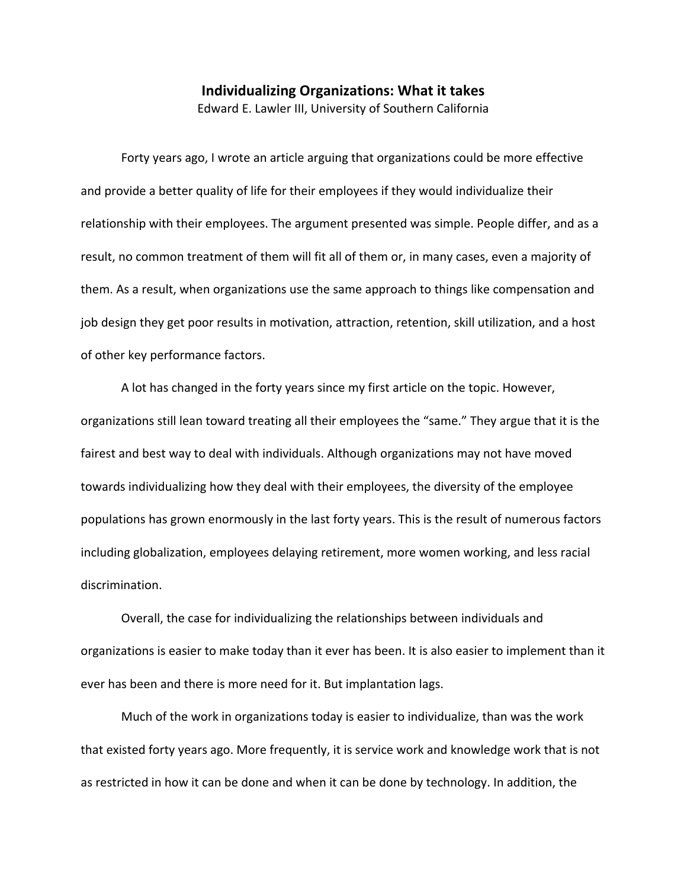# Individualizing Organizations: What it takes

Edward E. Lawler III, University of Southern California

Forty years ago, I wrote an article arguing that organizations could be more effective and provide a better quality of life for their employees if they would individualize their relationship with their employees. The argument presented was simple. People differ, and as a result, no common treatment of them will fit all of them or, in many cases, even a majority of them. As a result, when organizations use the same approach to things like compensation and job design they get poor results in motivation, attraction, retention, skill utilization, and a host of other key performance factors.

A lot has changed in the forty years since my first article on the topic. However, organizations still lean toward treating all their employees the "same." They argue that it is the fairest and best way to deal with individuals. Although organizations may not have moved towards individualizing how they deal with their employees, the diversity of the employee populations has grown enormously in the last forty years. This is the result of numerous factors including globalization, employees delaying retirement, more women working, and less racial discrimination.

Overall, the case for individualizing the relationships between individuals and organizations is easier to make today than it ever has been. It is also easier to implement than it ever has been and there is more need for it. But implantation lags.

Much of the work in organizations today is easier to individualize, than was the work that existed forty years ago. More frequently, it is service work and knowledge work that is not as restricted in how it can be done and when it can be done by technology. In addition, the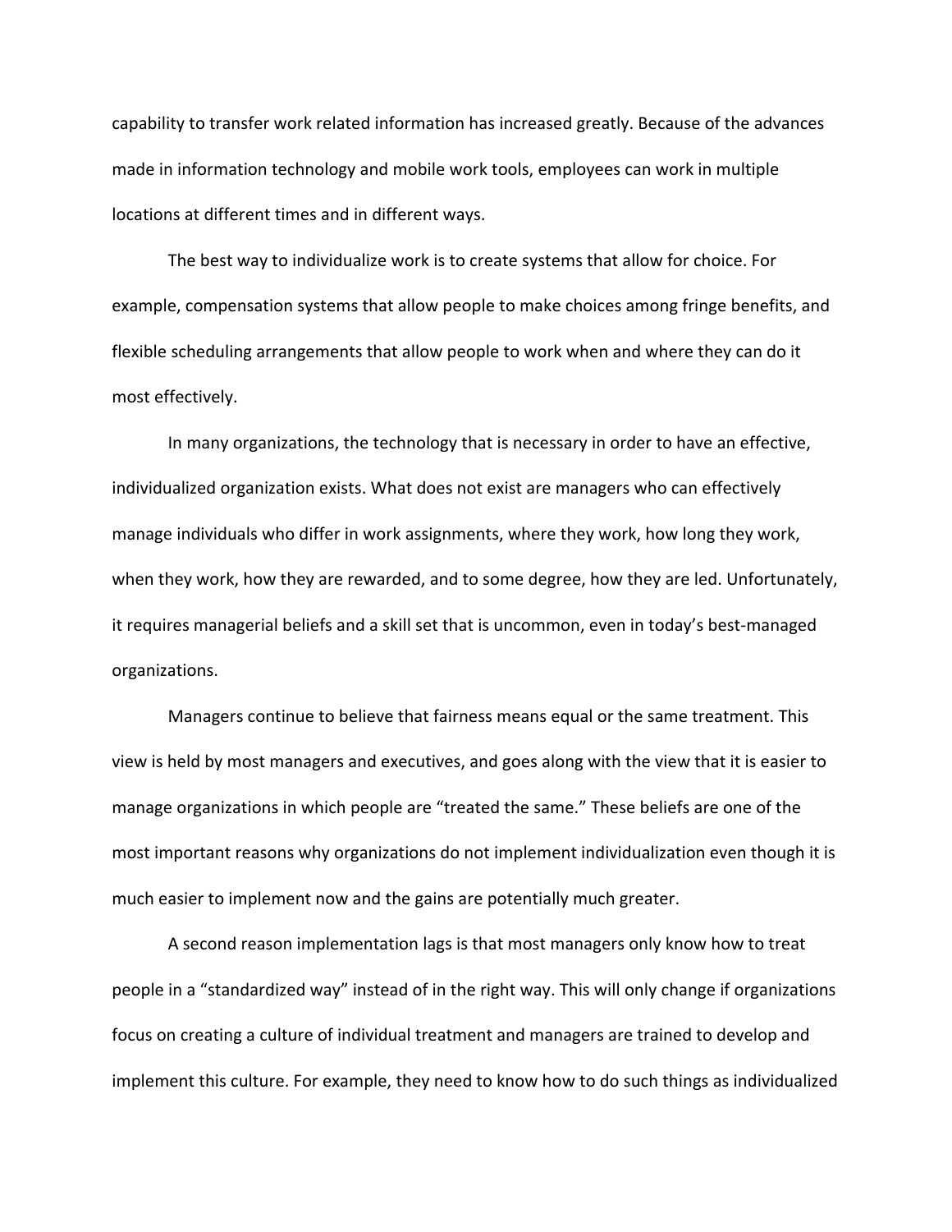capability to transfer work related information has increased greatly. Because of the advances made in information technology and mobile work tools, employees can work in multiple locations at different times and in different ways.

The best way to individualize work is to create systems that allow for choice. For example, compensation systems that allow people to make choices among fringe benefits, and flexible scheduling arrangements that allow people to work when and where they can do it most effectively.

In many organizations, the technology that is necessary in order to have an effective, individualized organization exists. What does not exist are managers who can effectively manage individuals who differ in work assignments, where they work, how long they work, when they work, how they are rewarded, and to some degree, how they are led. Unfortunately, it requires managerial beliefs and a skill set that is uncommon, even in today's best-managed organizations.

Managers continue to believe that fairness means equal or the same treatment. This view is held by most managers and executives, and goes along with the view that it is easier to manage organizations in which people are "treated the same." These beliefs are one of the most important reasons why organizations do not implement individualization even though it is much easier to implement now and the gains are potentially much greater.

A second reason implementation lags is that most managers only know how to treat people in a "standardized way" instead of in the right way. This will only change if organizations focus on creating a culture of individual treatment and managers are trained to develop and implement this culture. For example, they need to know how to do such things as individualized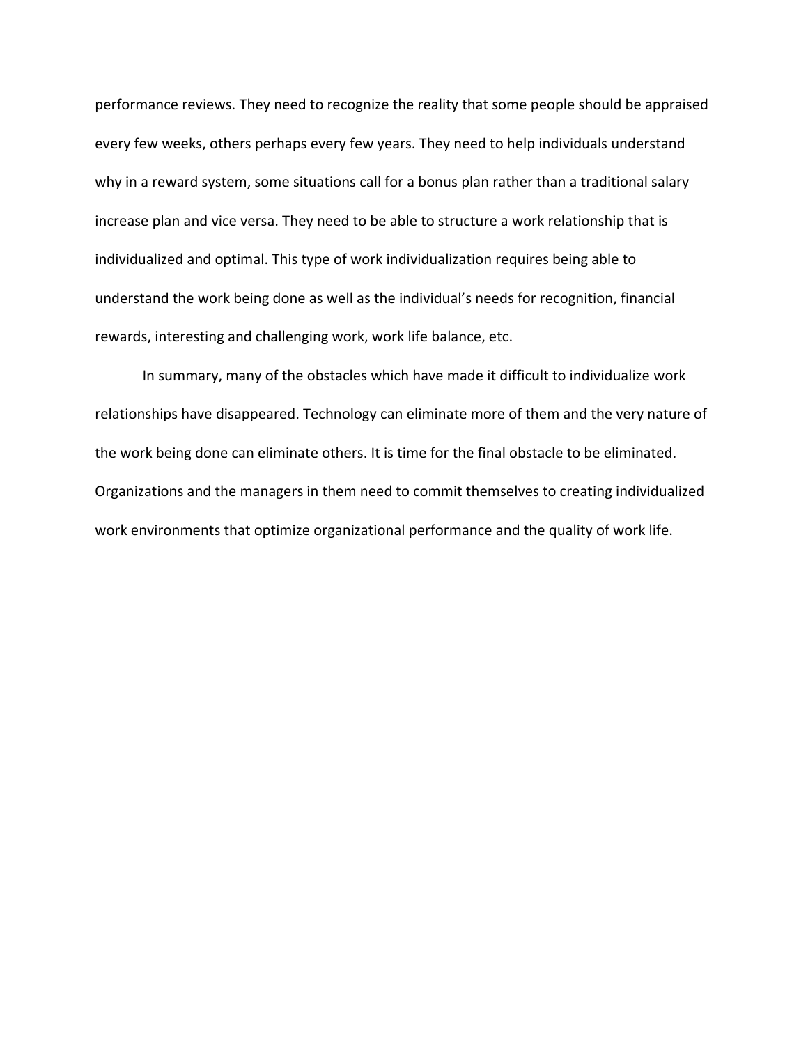performance reviews. They need to recognize the reality that some people should be appraised every few weeks, others perhaps every few years. They need to help individuals understand why in a reward system, some situations call for a bonus plan rather than a traditional salary increase plan and vice versa. They need to be able to structure a work relationship that is individualized and optimal. This type of work individualization requires being able to understand the work being done as well as the individual's needs for recognition, financial rewards, interesting and challenging work, work life balance, etc.

In summary, many of the obstacles which have made it difficult to individualize work relationships have disappeared. Technology can eliminate more of them and the very nature of the work being done can eliminate others. It is time for the final obstacle to be eliminated. Organizations and the managers in them need to commit themselves to creating individualized work environments that optimize organizational performance and the quality of work life.